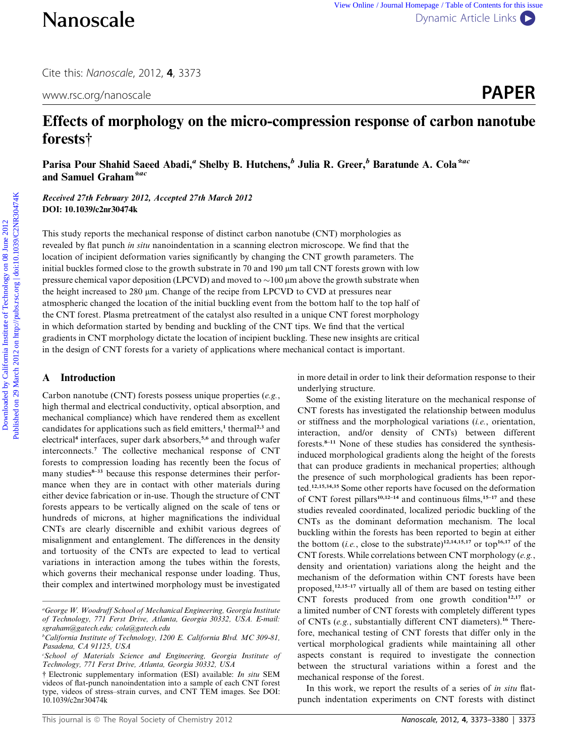Cite this: *Nanoscale*, 2012, **4**, 3373

www.rsc.org/nanoscale

**PAPER**

# Effects of morphology on the micro-compression response of carbon nanotube forests†

**Parisa Pour Shahid Saeed Abadi,[a] Shelby B. Hutchens,[b] Julia R. Greer,[b] Baratunde A. Cola*[ac] and Samuel Graham*[ac]**

***Received 27th February 2012, Accepted 27th March 2012***
**DOI: 10.1039/c2nr30474k**

This study reports the mechanical response of distinct carbon nanotube (CNT) morphologies as revealed by flat punch *in situ* nanoindentation in a scanning electron microscope. We find that the location of incipient deformation varies significantly by changing the CNT growth parameters. The initial buckles formed close to the growth substrate in 70 and 190 μm tall CNT forests grown with low pressure chemical vapor deposition (LPCVD) and moved to ∼100 μm above the growth substrate when the height increased to 280 μm. Change of the recipe from LPCVD to CVD at pressures near atmospheric changed the location of the initial buckling event from the bottom half to the top half of the CNT forest. Plasma pretreatment of the catalyst also resulted in a unique CNT forest morphology in which deformation started by bending and buckling of the CNT tips. We find that the vertical gradients in CNT morphology dictate the location of incipient buckling. These new insights are critical in the design of CNT forests for a variety of applications where mechanical contact is important.

## A Introduction

Carbon nanotube (CNT) forests possess unique properties (*e.g.*, high thermal and electrical conductivity, optical absorption, and mechanical compliance) which have rendered them as excellent candidates for applications such as field emitters,[1] thermal[2,3] and electrical[4] interfaces, super dark absorbers,[5,6] and through wafer interconnects.[7] The collective mechanical response of CNT forests to compression loading has recently been the focus of many studies[8–33] because this response determines their performance when they are in contact with other materials during either device fabrication or in-use. Though the structure of CNT forests appears to be vertically aligned on the scale of tens or hundreds of microns, at higher magnifications the individual CNTs are clearly discernible and exhibit various degrees of misalignment and entanglement. The differences in the density and tortuosity of the CNTs are expected to lead to vertical variations in interaction among the tubes within the forests, which governs their mechanical response under loading. Thus, their complex and intertwined morphology must be investigated in more detail in order to link their deformation response to their underlying structure.

Some of the existing literature on the mechanical response of CNT forests has investigated the relationship between modulus or stiffness and the morphological variations (*i.e.*, orientation, interaction, and/or density of CNTs) between different forests.[8–11] None of these studies has considered the synthesis-induced morphological gradients along the height of the forests that can produce gradients in mechanical properties; although the presence of such morphological gradients has been reported.[12,15,34,35] Some other reports have focused on the deformation of CNT forest pillars[10,12–14] and continuous films,[15–17] and these studies revealed coordinated, localized periodic buckling of the CNTs as the dominant deformation mechanism. The local buckling within the forests has been reported to begin at either the bottom (*i.e.*, close to the substrate)[12,14,15,17] or top[16,17] of the CNT forests. While correlations between CNT morphology (*e.g.*, density and orientation) variations along the height and the mechanism of the deformation within CNT forests have been proposed,[12,15–17] virtually all of them are based on testing either CNT forests produced from one growth condition[12,17] or a limited number of CNT forests with completely different types of CNTs (*e.g.*, substantially different CNT diameters).[16] Therefore, mechanical testing of CNT forests that differ only in the vertical morphological gradients while maintaining all other aspects constant is required to investigate the connection between the structural variations within a forest and the mechanical response of the forest.

In this work, we report the results of a series of *in situ* flat-punch indentation experiments on CNT forests with distinct

---

[a] George W. Woodruff School of Mechanical Engineering, Georgia Institute of Technology, 771 Ferst Drive, Atlanta, Georgia 30332, USA. E-mail: sgraham@gatech.edu; cola@gatech.edu

[b] California Institute of Technology, 1200 E. California Blvd. MC 309-81, Pasadena, CA 91125, USA

[c] School of Materials Science and Engineering, Georgia Institute of Technology, 771 Ferst Drive, Atlanta, Georgia 30332, USA

† Electronic supplementary information (ESI) available: *In situ* SEM videos of flat-punch nanoindentation into a sample of each CNT forest type, videos of stress–strain curves, and CNT TEM images. See DOI: 10.1039/c2nr30474k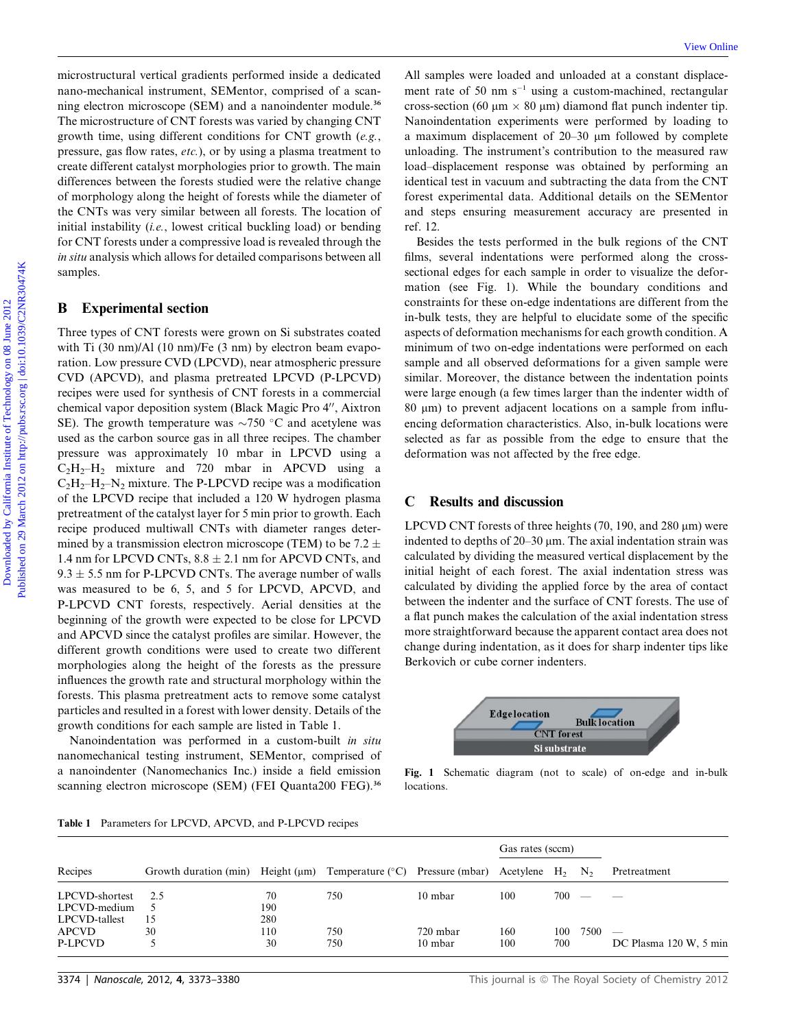microstructural vertical gradients performed inside a dedicated nano-mechanical instrument, SEMentor, comprised of a scanning electron microscope (SEM) and a nanoindenter module.[36] The microstructure of CNT forests was varied by changing CNT growth time, using different conditions for CNT growth (*e.g.*, pressure, gas flow rates, *etc.*), or by using a plasma treatment to create different catalyst morphologies prior to growth. The main differences between the forests studied were the relative change of morphology along the height of forests while the diameter of the CNTs was very similar between all forests. The location of initial instability (*i.e.*, lowest critical buckling load) or bending for CNT forests under a compressive load is revealed through the *in situ* analysis which allows for detailed comparisons between all samples.

## B Experimental section

Three types of CNT forests were grown on Si substrates coated with Ti (30 nm)/Al (10 nm)/Fe (3 nm) by electron beam evaporation. Low pressure CVD (LPCVD), near atmospheric pressure CVD (APCVD), and plasma pretreated LPCVD (P-LPCVD) recipes were used for synthesis of CNT forests in a commercial chemical vapor deposition system (Black Magic Pro 4″, Aixtron SE). The growth temperature was ~750 °C and acetylene was used as the carbon source gas in all three recipes. The chamber pressure was approximately 10 mbar in LPCVD using a $C_2H_2$–$H_2$ mixture and 720 mbar in APCVD using a $C_2H_2$–$H_2$–$N_2$ mixture. The P-LPCVD recipe was a modification of the LPCVD recipe that included a 120 W hydrogen plasma pretreatment of the catalyst layer for 5 min prior to growth. Each recipe produced multiwall CNTs with diameter ranges determined by a transmission electron microscope (TEM) to be 7.2 ± 1.4 nm for LPCVD CNTs, 8.8 ± 2.1 nm for APCVD CNTs, and 9.3 ± 5.5 nm for P-LPCVD CNTs. The average number of walls was measured to be 6, 5, and 5 for LPCVD, APCVD, and P-LPCVD CNT forests, respectively. Aerial densities at the beginning of the growth were expected to be close for LPCVD and APCVD since the catalyst profiles are similar. However, the different growth conditions were used to create two different morphologies along the height of the forests as the pressure influences the growth rate and structural morphology within the forests. This plasma pretreatment acts to remove some catalyst particles and resulted in a forest with lower density. Details of the growth conditions for each sample are listed in Table 1.

Nanoindentation was performed in a custom-built *in situ* nanomechanical testing instrument, SEMentor, comprised of a nanoindenter (Nanomechanics Inc.) inside a field emission scanning electron microscope (SEM) (FEI Quanta200 FEG).[36] All samples were loaded and unloaded at a constant displacement rate of 50 nm $s^{-1}$ using a custom-machined, rectangular cross-section (60 μm × 80 μm) diamond flat punch indenter tip. Nanoindentation experiments were performed by loading to a maximum displacement of 20–30 μm followed by complete unloading. The instrument's contribution to the measured raw load–displacement response was obtained by performing an identical test in vacuum and subtracting the data from the CNT forest experimental data. Additional details on the SEMentor and steps ensuring measurement accuracy are presented in ref. 12.

Besides the tests performed in the bulk regions of the CNT films, several indentations were performed along the cross-sectional edges for each sample in order to visualize the deformation (see Fig. 1). While the boundary conditions and constraints for these on-edge indentations are different from the in-bulk tests, they are helpful to elucidate some of the specific aspects of deformation mechanisms for each growth condition. A minimum of two on-edge indentations were performed on each sample and all observed deformations for a given sample were similar. Moreover, the distance between the indentation points were large enough (a few times larger than the indenter width of 80 μm) to prevent adjacent locations on a sample from influencing deformation characteristics. Also, in-bulk locations were selected as far as possible from the edge to ensure that the deformation was not affected by the free edge.

## C Results and discussion

LPCVD CNT forests of three heights (70, 190, and 280 μm) were indented to depths of 20–30 μm. The axial indentation strain was calculated by dividing the measured vertical displacement by the initial height of each forest. The axial indentation stress was calculated by dividing the applied force by the area of contact between the indenter and the surface of CNT forests. The use of a flat punch makes the calculation of the axial indentation stress more straightforward because the apparent contact area does not change during indentation, as it does for sharp indenter tips like Berkovich or cube corner indenters.

**Fig. 1** Schematic diagram (not to scale) of on-edge and in-bulk locations.

**Table 1** Parameters for LPCVD, APCVD, and P-LPCVD recipes

| Recipes | Growth duration (min) | Height (μm) | Temperature (°C) | Pressure (mbar) | Gas rates (sccm) | | | Pretreatment |
|---|---|---|---|---|---|---|---|---|
| | | | | | Acetylene | $H_2$ | $N_2$ | |
| LPCVD-shortest | 2.5 | 70 | 750 | 10 mbar | 100 | 700 | — | — |
| LPCVD-medium | 5 | 190 | | | | | | |
| LPCVD-tallest | 15 | 280 | | | | | | |
| APCVD | 30 | 110 | 750 | 720 mbar | 160 | 100 | 7500 | — |
| P-LPCVD | 5 | 30 | 750 | 10 mbar | 100 | 700 | | DC Plasma 120 W, 5 min |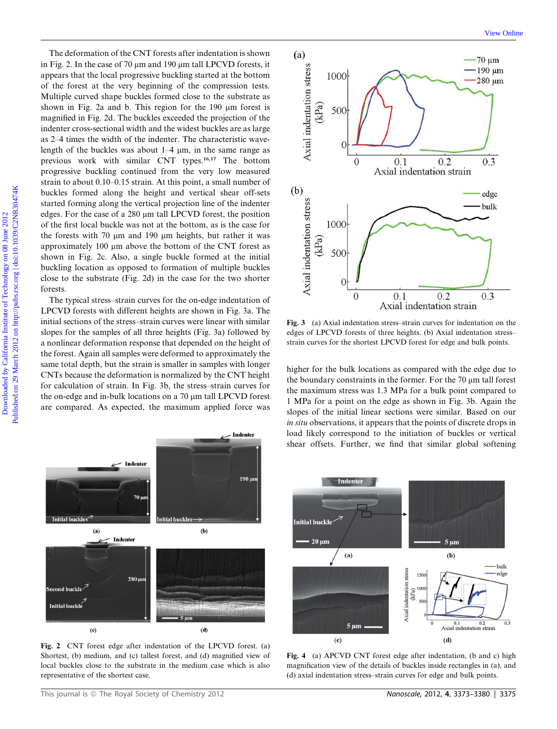The deformation of the CNT forests after indentation is shown in Fig. 2. In the case of 70 μm and 190 μm tall LPCVD forests, it appears that the local progressive buckling started at the bottom of the forest at the very beginning of the compression tests. Multiple curved shape buckles formed close to the substrate as shown in Fig. 2a and b. This region for the 190 μm forest is magnified in Fig. 2d. The buckles exceeded the projection of the indenter cross-sectional width and the widest buckles are as large as 2–4 times the width of the indenter. The characteristic wavelength of the buckles was about 1–4 μm, in the same range as previous work with similar CNT types.[16,17] The bottom progressive buckling continued from the very low measured strain to about 0.10–0.15 strain. At this point, a small number of buckles formed along the height and vertical shear off-sets started forming along the vertical projection line of the indenter edges. For the case of a 280 μm tall LPCVD forest, the position of the first local buckle was not at the bottom, as is the case for the forests with 70 μm and 190 μm heights, but rather it was approximately 100 μm above the bottom of the CNT forest as shown in Fig. 2c. Also, a single buckle formed at the initial buckling location as opposed to formation of multiple buckles close to the substrate (Fig. 2d) in the case for the two shorter forests.

The typical stress–strain curves for the on-edge indentation of LPCVD forests with different heights are shown in Fig. 3a. The initial sections of the stress–strain curves were linear with similar slopes for the samples of all three heights (Fig. 3a) followed by a nonlinear deformation response that depended on the height of the forest. Again all samples were deformed to approximately the same total depth, but the strain is smaller in samples with longer CNTs because the deformation is normalized by the CNT height for calculation of strain. In Fig. 3b, the stress–strain curves for the on-edge and in-bulk locations on a 70 μm tall LPCVD forest are compared. As expected, the maximum applied force was higher for the bulk locations as compared with the edge due to the boundary constraints in the former. For the 70 μm tall forest the maximum stress was 1.3 MPa for a bulk point compared to 1 MPa for a point on the edge as shown in Fig. 3b. Again the slopes of the initial linear sections were similar. Based on our *in situ* observations, it appears that the points of discrete drops in load likely correspond to the initiation of buckles or vertical shear offsets. Further, we find that similar global softening

Fig. 3 (a) Axial indentation stress–strain curves for indentation on the edges of LPCVD forests of three heights. (b) Axial indentation stress–strain curves for the shortest LPCVD forest for edge and bulk points.

Fig. 2 CNT forest edge after indentation of the LPCVD forest. (a) Shortest, (b) medium, and (c) tallest forest, and (d) magnified view of local buckles close to the substrate in the medium case which is also representative of the shortest case.

Fig. 4 (a) APCVD CNT forest edge after indentation, (b and c) high magnification view of the details of buckles inside rectangles in (a), and (d) axial indentation stress–strain curves for edge and bulk points.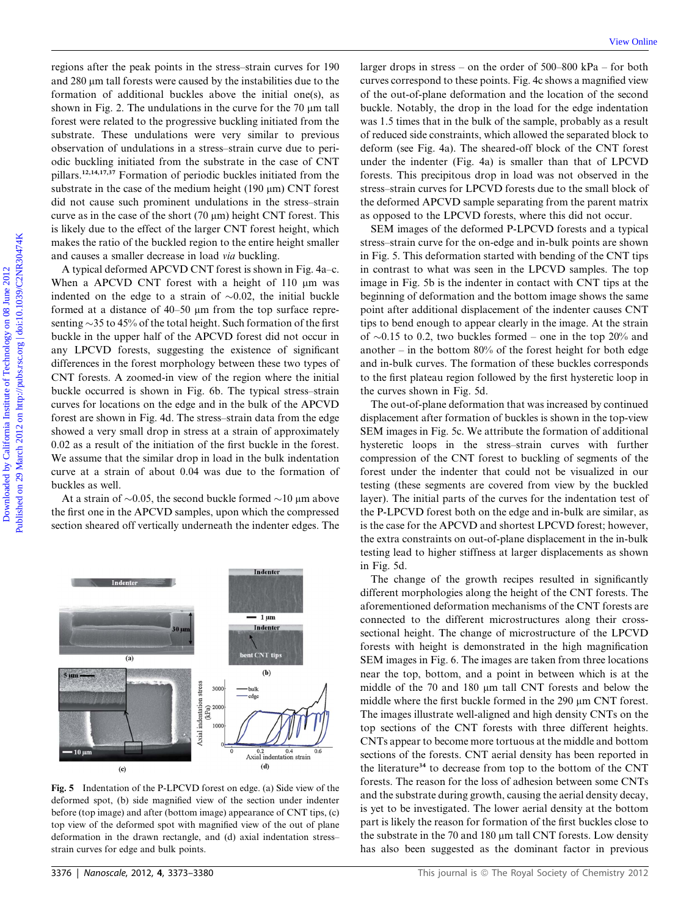regions after the peak points in the stress–strain curves for 190 and 280 μm tall forests were caused by the instabilities due to the formation of additional buckles above the initial one(s), as shown in Fig. 2. The undulations in the curve for the 70 μm tall forest were related to the progressive buckling initiated from the substrate. These undulations were very similar to previous observation of undulations in a stress–strain curve due to periodic buckling initiated from the substrate in the case of CNT pillars.[12,14,17,37] Formation of periodic buckles initiated from the substrate in the case of the medium height (190 μm) CNT forest did not cause such prominent undulations in the stress–strain curve as in the case of the short (70 μm) height CNT forest. This is likely due to the effect of the larger CNT forest height, which makes the ratio of the buckled region to the entire height smaller and causes a smaller decrease in load *via* buckling.

A typical deformed APCVD CNT forest is shown in Fig. 4a–c. When a APCVD CNT forest with a height of 110 μm was indented on the edge to a strain of ~0.02, the initial buckle formed at a distance of 40–50 μm from the top surface representing ~35 to 45% of the total height. Such formation of the first buckle in the upper half of the APCVD forest did not occur in any LPCVD forests, suggesting the existence of significant differences in the forest morphology between these two types of CNT forests. A zoomed-in view of the region where the initial buckle occurred is shown in Fig. 6b. The typical stress–strain curves for locations on the edge and in the bulk of the APCVD forest are shown in Fig. 4d. The stress–strain data from the edge showed a very small drop in stress at a strain of approximately 0.02 as a result of the initiation of the first buckle in the forest. We assume that the similar drop in load in the bulk indentation curve at a strain of about 0.04 was due to the formation of buckles as well.

At a strain of ~0.05, the second buckle formed ~10 μm above the first one in the APCVD samples, upon which the compressed section sheared off vertically underneath the indenter edges. The larger drops in stress – on the order of 500–800 kPa – for both curves correspond to these points. Fig. 4c shows a magnified view of the out-of-plane deformation and the location of the second buckle. Notably, the drop in the load for the edge indentation was 1.5 times that in the bulk of the sample, probably as a result of reduced side constraints, which allowed the separated block to deform (see Fig. 4a). The sheared-off block of the CNT forest under the indenter (Fig. 4a) is smaller than that of LPCVD forests. This precipitous drop in load was not observed in the stress–strain curves for LPCVD forests due to the small block of the deformed APCVD sample separating from the parent matrix as opposed to the LPCVD forests, where this did not occur.

SEM images of the deformed P-LPCVD forests and a typical stress–strain curve for the on-edge and in-bulk points are shown in Fig. 5. This deformation started with bending of the CNT tips in contrast to what was seen in the LPCVD samples. The top image in Fig. 5b is the indenter in contact with CNT tips at the beginning of deformation and the bottom image shows the same point after additional displacement of the indenter causes CNT tips to bend enough to appear clearly in the image. At the strain of ~0.15 to 0.2, two buckles formed – one in the top 20% and another – in the bottom 80% of the forest height for both edge and in-bulk curves. The formation of these buckles corresponds to the first plateau region followed by the first hysteretic loop in the curves shown in Fig. 5d.

The out-of-plane deformation that was increased by continued displacement after formation of buckles is shown in the top-view SEM images in Fig. 5c. We attribute the formation of additional hysteretic loops in the stress–strain curves with further compression of the CNT forest to buckling of segments of the forest under the indenter that could not be visualized in our testing (these segments are covered from view by the buckled layer). The initial parts of the curves for the indentation test of the P-LPCVD forest both on the edge and in-bulk are similar, as is the case for the APCVD and shortest LPCVD forest; however, the extra constraints on out-of-plane displacement in the in-bulk testing lead to higher stiffness at larger displacements as shown in Fig. 5d.

The change of the growth recipes resulted in significantly different morphologies along the height of the CNT forests. The aforementioned deformation mechanisms of the CNT forests are connected to the different microstructures along their cross-sectional height. The change of microstructure of the LPCVD forests with height is demonstrated in the high magnification SEM images in Fig. 6. The images are taken from three locations near the top, bottom, and a point in between which is at the middle of the 70 and 180 μm tall CNT forests and below the middle where the first buckle formed in the 290 μm CNT forest. The images illustrate well-aligned and high density CNTs on the top sections of the CNT forests with three different heights. CNTs appear to become more tortuous at the middle and bottom sections of the forests. CNT aerial density has been reported in the literature[34] to decrease from top to the bottom of the CNT forests. The reason for the loss of adhesion between some CNTs and the substrate during growth, causing the aerial density decay, is yet to be investigated. The lower aerial density at the bottom part is likely the reason for formation of the first buckles close to the substrate in the 70 and 180 μm tall CNT forests. Low density has also been suggested as the dominant factor in previous

**Fig. 5** Indentation of the P-LPCVD forest on edge. (a) Side view of the deformed spot, (b) side magnified view of the section under indenter before (top image) and after (bottom image) appearance of CNT tips, (c) top view of the deformed spot with magnified view of the out of plane deformation in the drawn rectangle, and (d) axial indentation stress–strain curves for edge and bulk points.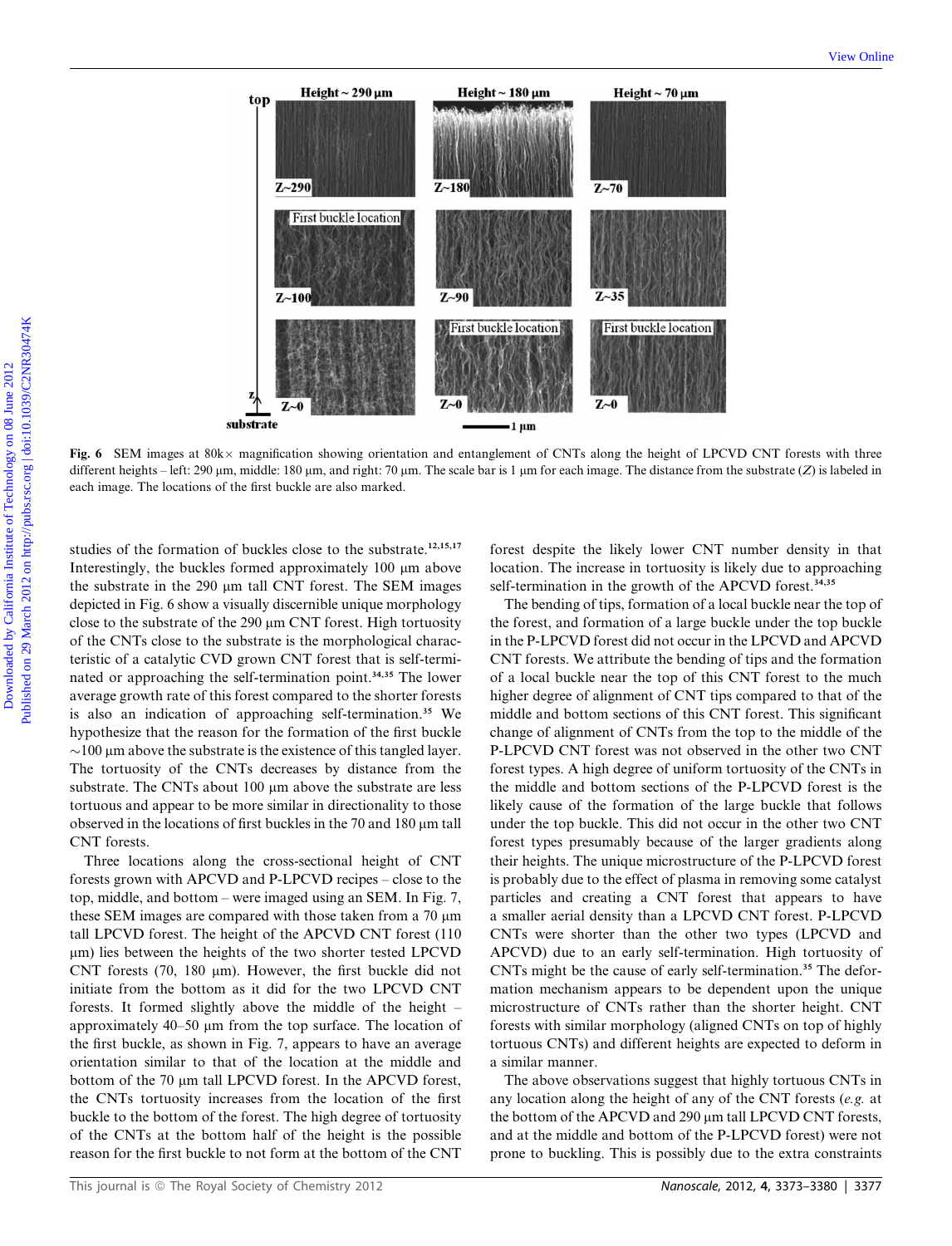top

Height ~ 290 μm

Height ~ 180 μm

Height ~ 70 μm

Z~290

Z~180

Z~70

First buckle location

Z~100

Z~90

Z~35

First buckle location

First buckle location

Z~0

Z~0

Z~0

z

substrate

1 μm

**Fig. 6** SEM images at 80k× magnification showing orientation and entanglement of CNTs along the height of LPCVD CNT forests with three different heights – left: 290 μm, middle: 180 μm, and right: 70 μm. The scale bar is 1 μm for each image. The distance from the substrate ($Z$) is labeled in each image. The locations of the first buckle are also marked.

studies of the formation of buckles close to the substrate.[12,15,17] Interestingly, the buckles formed approximately 100 μm above the substrate in the 290 μm tall CNT forest. The SEM images depicted in Fig. 6 show a visually discernible unique morphology close to the substrate of the 290 μm CNT forest. High tortuosity of the CNTs close to the substrate is the morphological characteristic of a catalytic CVD grown CNT forest that is self-terminated or approaching the self-termination point.[34,35] The lower average growth rate of this forest compared to the shorter forests is also an indication of approaching self-termination.[35] We hypothesize that the reason for the formation of the first buckle ~100 μm above the substrate is the existence of this tangled layer. The tortuosity of the CNTs decreases by distance from the substrate. The CNTs about 100 μm above the substrate are less tortuous and appear to be more similar in directionality to those observed in the locations of first buckles in the 70 and 180 μm tall CNT forests.

Three locations along the cross-sectional height of CNT forests grown with APCVD and P-LPCVD recipes – close to the top, middle, and bottom – were imaged using an SEM. In Fig. 7, these SEM images are compared with those taken from a 70 μm tall LPCVD forest. The height of the APCVD CNT forest (110 μm) lies between the heights of the two shorter tested LPCVD CNT forests (70, 180 μm). However, the first buckle did not initiate from the bottom as it did for the two LPCVD CNT forests. It formed slightly above the middle of the height – approximately 40–50 μm from the top surface. The location of the first buckle, as shown in Fig. 7, appears to have an average orientation similar to that of the location at the middle and bottom of the 70 μm tall LPCVD forest. In the APCVD forest, the CNTs tortuosity increases from the location of the first buckle to the bottom of the forest. The high degree of tortuosity of the CNTs at the bottom half of the height is the possible reason for the first buckle to not form at the bottom of the CNT forest despite the likely lower CNT number density in that location. The increase in tortuosity is likely due to approaching self-termination in the growth of the APCVD forest.[34,35]

The bending of tips, formation of a local buckle near the top of the forest, and formation of a large buckle under the top buckle in the P-LPCVD forest did not occur in the LPCVD and APCVD CNT forests. We attribute the bending of tips and the formation of a local buckle near the top of this CNT forest to the much higher degree of alignment of CNT tips compared to that of the middle and bottom sections of this CNT forest. This significant change of alignment of CNTs from the top to the middle of the P-LPCVD CNT forest was not observed in the other two CNT forest types. A high degree of uniform tortuosity of the CNTs in the middle and bottom sections of the P-LPCVD forest is the likely cause of the formation of the large buckle that follows under the top buckle. This did not occur in the other two CNT forest types presumably because of the larger gradients along their heights. The unique microstructure of the P-LPCVD forest is probably due to the effect of plasma in removing some catalyst particles and creating a CNT forest that appears to have a smaller aerial density than a LPCVD CNT forest. P-LPCVD CNTs were shorter than the other two types (LPCVD and APCVD) due to an early self-termination. High tortuosity of CNTs might be the cause of early self-termination.[35] The deformation mechanism appears to be dependent upon the unique microstructure of CNTs rather than the shorter height. CNT forests with similar morphology (aligned CNTs on top of highly tortuous CNTs) and different heights are expected to deform in a similar manner.

The above observations suggest that highly tortuous CNTs in any location along the height of any of the CNT forests (*e.g.* at the bottom of the APCVD and 290 μm tall LPCVD CNT forests, and at the middle and bottom of the P-LPCVD forest) were not prone to buckling. This is possibly due to the extra constraints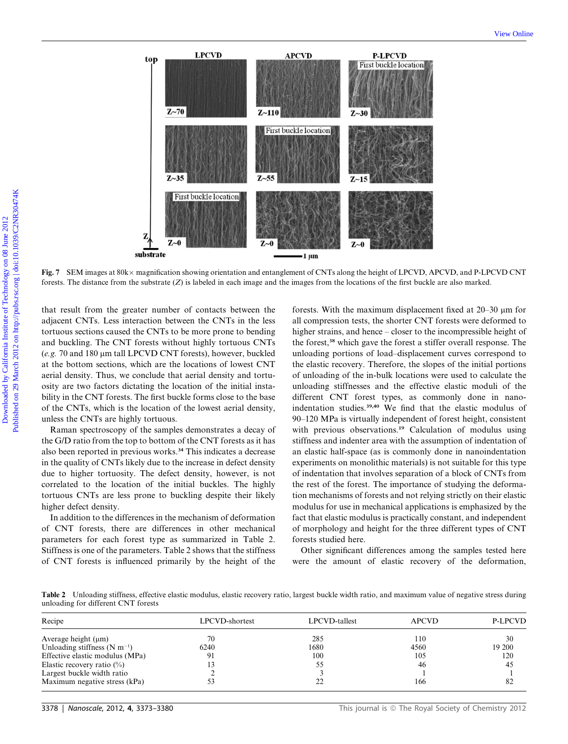Fig. 7 SEM images at 80k× magnification showing orientation and entanglement of CNTs along the height of LPCVD, APCVD, and P-LPCVD CNT forests. The distance from the substrate ($Z$) is labeled in each image and the images from the locations of the first buckle are also marked.

that result from the greater number of contacts between the adjacent CNTs. Less interaction between the CNTs in the less tortuous sections caused the CNTs to be more prone to bending and buckling. The CNT forests without highly tortuous CNTs (*e.g.* 70 and 180 μm tall LPCVD CNT forests), however, buckled at the bottom sections, which are the locations of lowest CNT aerial density. Thus, we conclude that aerial density and tortuosity are two factors dictating the location of the initial instability in the CNT forests. The first buckle forms close to the base of the CNTs, which is the location of the lowest aerial density, unless the CNTs are highly tortuous.

Raman spectroscopy of the samples demonstrates a decay of the G/D ratio from the top to bottom of the CNT forests as it has also been reported in previous works.[34] This indicates a decrease in the quality of CNTs likely due to the increase in defect density due to higher tortuosity. The defect density, however, is not correlated to the location of the initial buckles. The highly tortuous CNTs are less prone to buckling despite their likely higher defect density.

In addition to the differences in the mechanism of deformation of CNT forests, there are differences in other mechanical parameters for each forest type as summarized in Table 2. Stiffness is one of the parameters. Table 2 shows that the stiffness of CNT forests is influenced primarily by the height of the forests. With the maximum displacement fixed at 20–30 μm for all compression tests, the shorter CNT forests were deformed to higher strains, and hence – closer to the incompressible height of the forest,[38] which gave the forest a stiffer overall response. The unloading portions of load–displacement curves correspond to the elastic recovery. Therefore, the slopes of the initial portions of unloading of the in-bulk locations were used to calculate the unloading stiffnesses and the effective elastic moduli of the different CNT forest types, as commonly done in nanoindentation studies.[39,40] We find that the elastic modulus of 90–120 MPa is virtually independent of forest height, consistent with previous observations.[19] Calculation of modulus using stiffness and indenter area with the assumption of indentation of an elastic half-space (as is commonly done in nanoindentation experiments on monolithic materials) is not suitable for this type of indentation that involves separation of a block of CNTs from the rest of the forest. The importance of studying the deformation mechanisms of forests and not relying strictly on their elastic modulus for use in mechanical applications is emphasized by the fact that elastic modulus is practically constant, and independent of morphology and height for the three different types of CNT forests studied here.

Other significant differences among the samples tested here were the amount of elastic recovery of the deformation,

**Table 2** Unloading stiffness, effective elastic modulus, elastic recovery ratio, largest buckle width ratio, and maximum value of negative stress during unloading for different CNT forests

| Recipe | LPCVD-shortest | LPCVD-tallest | APCVD | P-LPCVD |
|---|---|---|---|---|
| Average height (μm) | 70 | 285 | 110 | 30 |
| Unloading stiffness (N m$^{-1}$) | 6240 | 1680 | 4560 | 19 200 |
| Effective elastic modulus (MPa) | 91 | 100 | 105 | 120 |
| Elastic recovery ratio (%) | 13 | 55 | 46 | 45 |
| Largest buckle width ratio | 2 | 3 | 1 | 1 |
| Maximum negative stress (kPa) | 53 | 22 | 166 | 82 |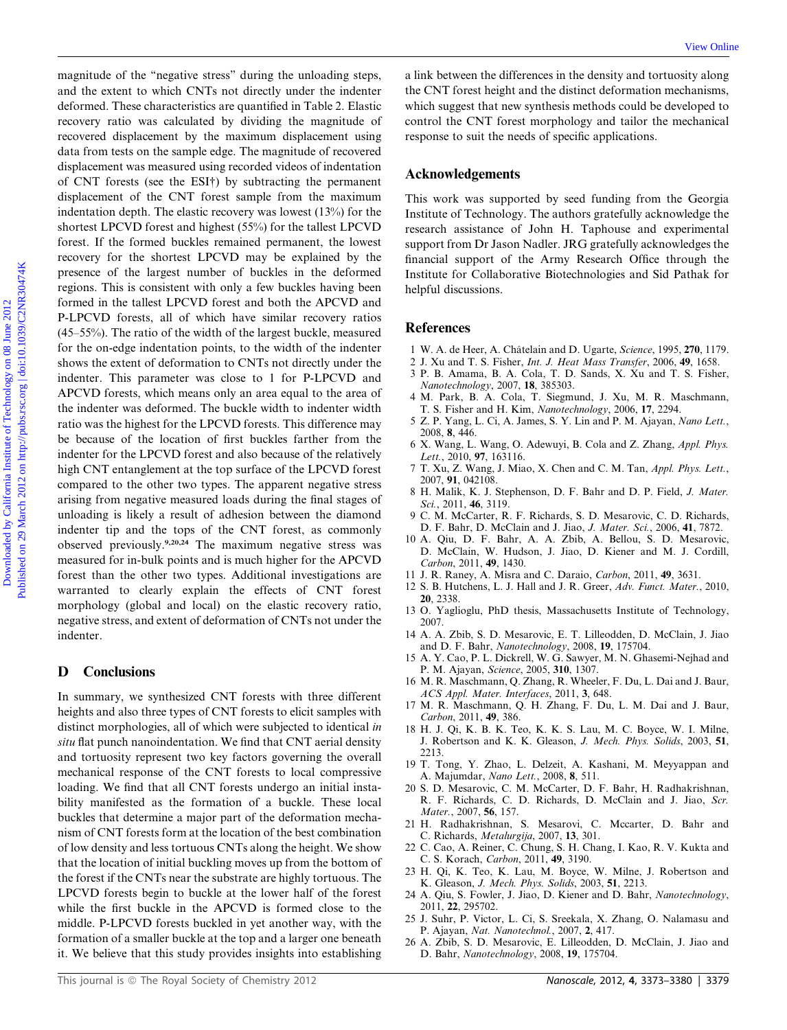magnitude of the "negative stress" during the unloading steps, and the extent to which CNTs not directly under the indenter deformed. These characteristics are quantified in Table 2. Elastic recovery ratio was calculated by dividing the magnitude of recovered displacement by the maximum displacement using data from tests on the sample edge. The magnitude of recovered displacement was measured using recorded videos of indentation of CNT forests (see the ESI†) by subtracting the permanent displacement of the CNT forest sample from the maximum indentation depth. The elastic recovery was lowest (13%) for the shortest LPCVD forest and highest (55%) for the tallest LPCVD forest. If the formed buckles remained permanent, the lowest recovery for the shortest LPCVD may be explained by the presence of the largest number of buckles in the deformed regions. This is consistent with only a few buckles having been formed in the tallest LPCVD forest and both the APCVD and P-LPCVD forests, all of which have similar recovery ratios (45–55%). The ratio of the width of the largest buckle, measured for the on-edge indentation points, to the width of the indenter shows the extent of deformation to CNTs not directly under the indenter. This parameter was close to 1 for P-LPCVD and APCVD forests, which means only an area equal to the area of the indenter was deformed. The buckle width to indenter width ratio was the highest for the LPCVD forests. This difference may be because of the location of first buckles farther from the indenter for the LPCVD forest and also because of the relatively high CNT entanglement at the top surface of the LPCVD forest compared to the other two types. The apparent negative stress arising from negative measured loads during the final stages of unloading is likely a result of adhesion between the diamond indenter tip and the tops of the CNT forest, as commonly observed previously.[9,20,24] The maximum negative stress was measured for in-bulk points and is much higher for the APCVD forest than the other two types. Additional investigations are warranted to clearly explain the effects of CNT forest morphology (global and local) on the elastic recovery ratio, negative stress, and extent of deformation of CNTs not under the indenter.

## D Conclusions

In summary, we synthesized CNT forests with three different heights and also three types of CNT forests to elicit samples with distinct morphologies, all of which were subjected to identical *in situ* flat punch nanoindentation. We find that CNT aerial density and tortuosity represent two key factors governing the overall mechanical response of the CNT forests to local compressive loading. We find that all CNT forests undergo an initial instability manifested as the formation of a buckle. These local buckles that determine a major part of the deformation mechanism of CNT forests form at the location of the best combination of low density and less tortuous CNTs along the height. We show that the location of initial buckling moves up from the bottom of the forest if the CNTs near the substrate are highly tortuous. The LPCVD forests begin to buckle at the lower half of the forest while the first buckle in the APCVD is formed close to the middle. P-LPCVD forests buckled in yet another way, with the formation of a smaller buckle at the top and a larger one beneath it. We believe that this study provides insights into establishing a link between the differences in the density and tortuosity along the CNT forest height and the distinct deformation mechanisms, which suggest that new synthesis methods could be developed to control the CNT forest morphology and tailor the mechanical response to suit the needs of specific applications.

## Acknowledgements

This work was supported by seed funding from the Georgia Institute of Technology. The authors gratefully acknowledge the research assistance of John H. Taphouse and experimental support from Dr Jason Nadler. JRG gratefully acknowledges the financial support of the Army Research Office through the Institute for Collaborative Biotechnologies and Sid Pathak for helpful discussions.

## References

1. W. A. de Heer, A. Châtelain and D. Ugarte, *Science*, 1995, **270**, 1179.
2. J. Xu and T. S. Fisher, *Int. J. Heat Mass Transfer*, 2006, **49**, 1658.
3. P. B. Amama, B. A. Cola, T. D. Sands, X. Xu and T. S. Fisher, *Nanotechnology*, 2007, **18**, 385303.
4. M. Park, B. A. Cola, T. Siegmund, J. Xu, M. R. Maschmann, T. S. Fisher and H. Kim, *Nanotechnology*, 2006, **17**, 2294.
5. Z. P. Yang, L. Ci, A. James, S. Y. Lin and P. M. Ajayan, *Nano Lett.*, 2008, **8**, 446.
6. X. Wang, L. Wang, O. Adewuyi, B. Cola and Z. Zhang, *Appl. Phys. Lett.*, 2010, **97**, 163116.
7. T. Xu, Z. Wang, J. Miao, X. Chen and C. M. Tan, *Appl. Phys. Lett.*, 2007, **91**, 042108.
8. H. Malik, K. J. Stephenson, D. F. Bahr and D. P. Field, *J. Mater. Sci.*, 2011, **46**, 3119.
9. C. M. McCarter, R. F. Richards, S. D. Mesarovic, C. D. Richards, D. F. Bahr, D. McClain and J. Jiao, *J. Mater. Sci.*, 2006, **41**, 7872.
10. A. Qiu, D. F. Bahr, A. A. Zbib, A. Bellou, S. D. Mesarovic, D. McClain, W. Hudson, J. Jiao, D. Kiener and M. J. Cordill, *Carbon*, 2011, **49**, 1430.
11. J. R. Raney, A. Misra and C. Daraio, *Carbon*, 2011, **49**, 3631.
12. S. B. Hutchens, L. J. Hall and J. R. Greer, *Adv. Funct. Mater.*, 2010, **20**, 2338.
13. O. Yaglioglu, PhD thesis, Massachusetts Institute of Technology, 2007.
14. A. A. Zbib, S. D. Mesarovic, E. T. Lilleodden, D. McClain, J. Jiao and D. F. Bahr, *Nanotechnology*, 2008, **19**, 175704.
15. A. Y. Cao, P. L. Dickrell, W. G. Sawyer, M. N. Ghasemi-Nejhad and P. M. Ajayan, *Science*, 2005, **310**, 1307.
16. M. R. Maschmann, Q. Zhang, R. Wheeler, F. Du, L. Dai and J. Baur, *ACS Appl. Mater. Interfaces*, 2011, **3**, 648.
17. M. R. Maschmann, Q. H. Zhang, F. Du, L. M. Dai and J. Baur, *Carbon*, 2011, **49**, 386.
18. H. J. Qi, K. B. K. Teo, K. K. S. Lau, M. C. Boyce, W. I. Milne, J. Robertson and K. K. Gleason, *J. Mech. Phys. Solids*, 2003, **51**, 2213.
19. T. Tong, Y. Zhao, L. Delzeit, A. Kashani, M. Meyyappan and A. Majumdar, *Nano Lett.*, 2008, **8**, 511.
20. S. D. Mesarovic, C. M. McCarter, D. F. Bahr, H. Radhakrishnan, R. F. Richards, C. D. Richards, D. McClain and J. Jiao, *Scr. Mater.*, 2007, **56**, 157.
21. H. Radhakrishnan, S. Mesarovi, C. Mccarter, D. Bahr and C. Richards, *Metalurgija*, 2007, **13**, 301.
22. C. Cao, A. Reiner, C. Chung, S. H. Chang, I. Kao, R. V. Kukta and C. S. Korach, *Carbon*, 2011, **49**, 3190.
23. H. Qi, K. Teo, K. Lau, M. Boyce, W. Milne, J. Robertson and K. Gleason, *J. Mech. Phys. Solids*, 2003, **51**, 2213.
24. A. Qiu, S. Fowler, J. Jiao, D. Kiener and D. Bahr, *Nanotechnology*, 2011, **22**, 295702.
25. J. Suhr, P. Victor, L. Ci, S. Sreekala, X. Zhang, O. Nalamasu and P. Ajayan, *Nat. Nanotechnol.*, 2007, **2**, 417.
26. A. Zbib, S. D. Mesarovic, E. Lilleodden, D. McClain, J. Jiao and D. Bahr, *Nanotechnology*, 2008, **19**, 175704.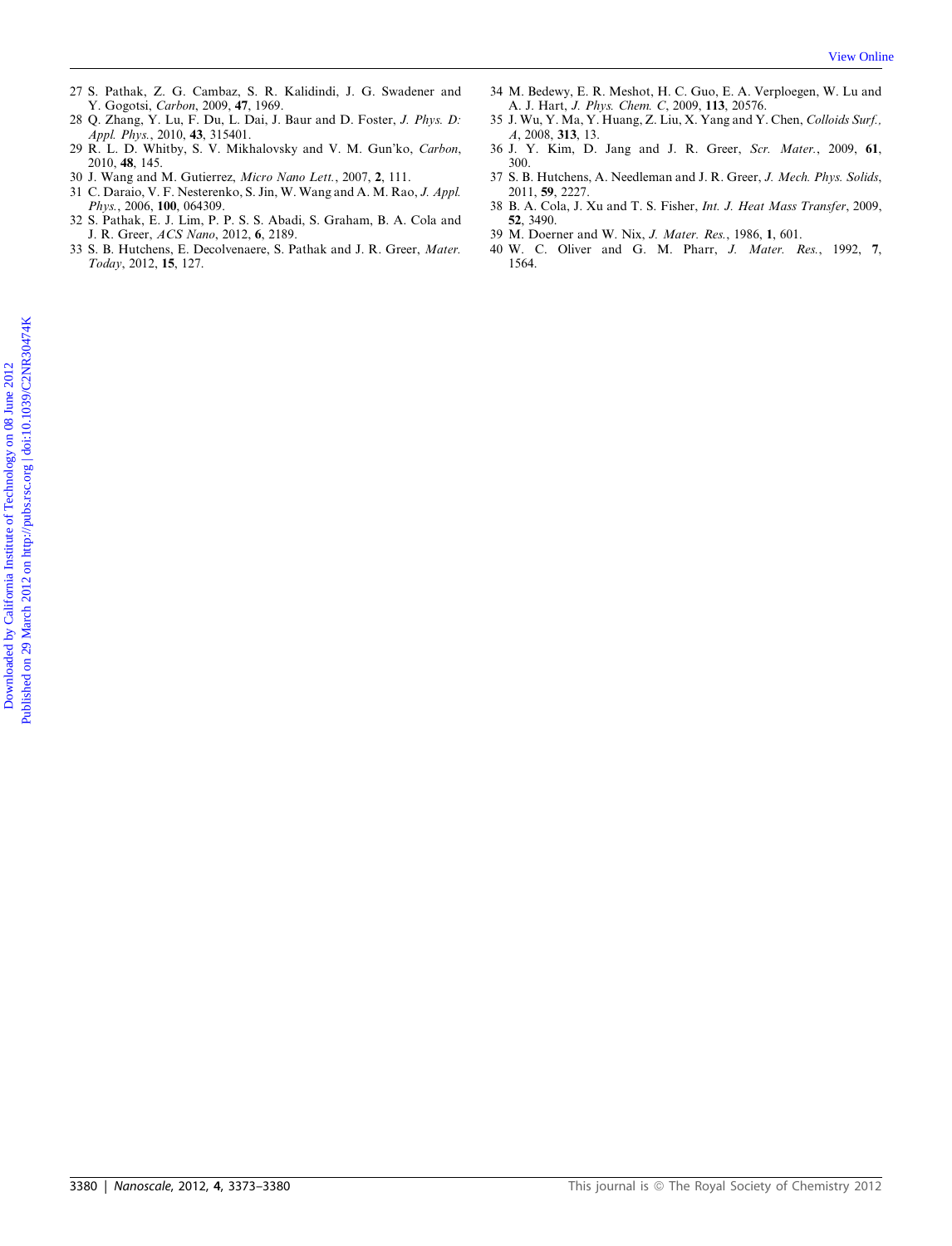27 S. Pathak, Z. G. Cambaz, S. R. Kalidindi, J. G. Swadener and Y. Gogotsi, *Carbon*, 2009, **47**, 1969.

28 Q. Zhang, Y. Lu, F. Du, L. Dai, J. Baur and D. Foster, *J. Phys. D: Appl. Phys.*, 2010, **43**, 315401.

29 R. L. D. Whitby, S. V. Mikhalovsky and V. M. Gun'ko, *Carbon*, 2010, **48**, 145.

30 J. Wang and M. Gutierrez, *Micro Nano Lett.*, 2007, **2**, 111.

31 C. Daraio, V. F. Nesterenko, S. Jin, W. Wang and A. M. Rao, *J. Appl. Phys.*, 2006, **100**, 064309.

32 S. Pathak, E. J. Lim, P. P. S. S. Abadi, S. Graham, B. A. Cola and J. R. Greer, *ACS Nano*, 2012, **6**, 2189.

33 S. B. Hutchens, E. Decolvenaere, S. Pathak and J. R. Greer, *Mater. Today*, 2012, **15**, 127.

34 M. Bedewy, E. R. Meshot, H. C. Guo, E. A. Verploegen, W. Lu and A. J. Hart, *J. Phys. Chem. C*, 2009, **113**, 20576.

35 J. Wu, Y. Ma, Y. Huang, Z. Liu, X. Yang and Y. Chen, *Colloids Surf., A*, 2008, **313**, 13.

36 J. Y. Kim, D. Jang and J. R. Greer, *Scr. Mater.*, 2009, **61**, 300.

37 S. B. Hutchens, A. Needleman and J. R. Greer, *J. Mech. Phys. Solids*, 2011, **59**, 2227.

38 B. A. Cola, J. Xu and T. S. Fisher, *Int. J. Heat Mass Transfer*, 2009, **52**, 3490.

39 M. Doerner and W. Nix, *J. Mater. Res.*, 1986, **1**, 601.

40 W. C. Oliver and G. M. Pharr, *J. Mater. Res.*, 1992, **7**, 1564.